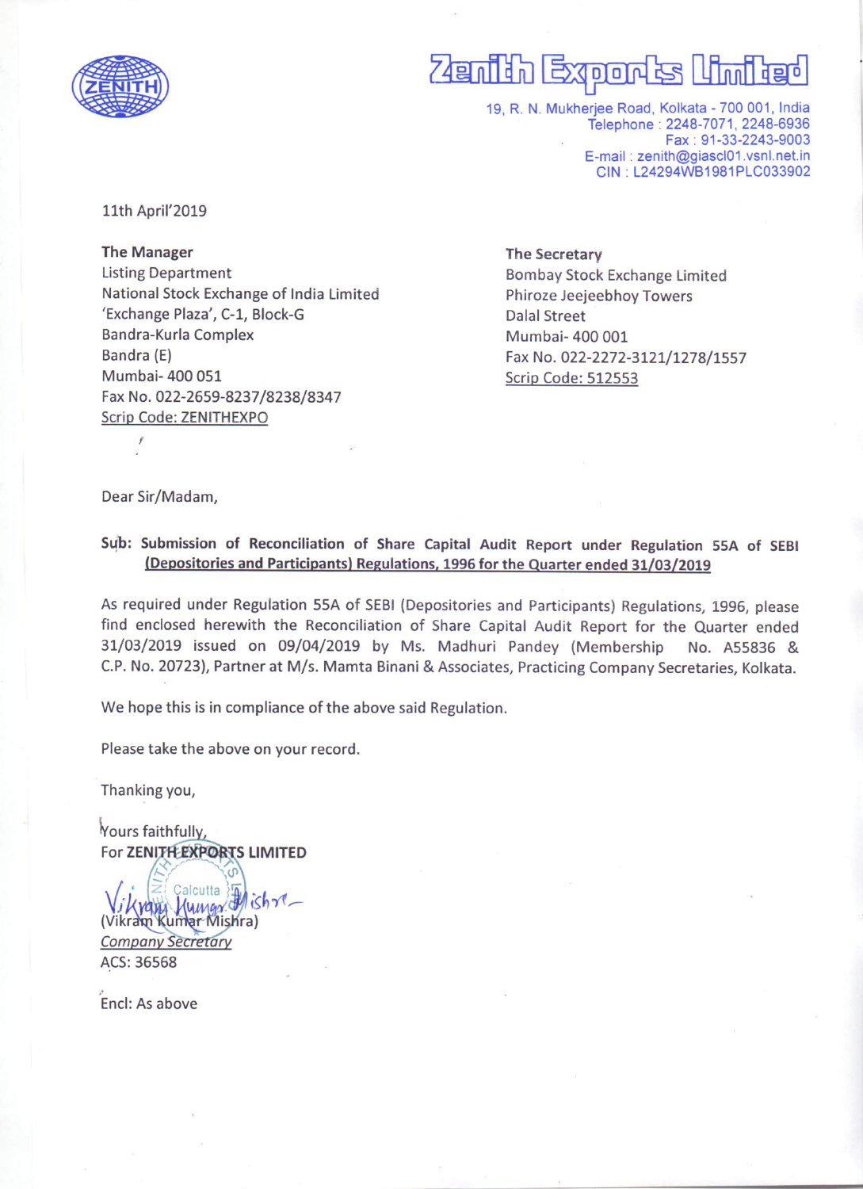# Zenith Exports Limited

19, R. N. Mukherjee Road, Kolkata - 700 001, India
Telephone : 2248-7071, 2248-6936
Fax : 91-33-2243-9003
E-mail : zenith@giascl01.vsnl.net.in
CIN : L24294WB1981PLC033902

11th April'2019

**The Manager**
Listing Department
National Stock Exchange of India Limited
'Exchange Plaza', C-1, Block-G
Bandra-Kurla Complex
Bandra (E)
Mumbai- 400 051
Fax No. 022-2659-8237/8238/8347
Scrip Code: ZENITHEXPO

**The Secretary**
Bombay Stock Exchange Limited
Phiroze Jeejeebhoy Towers
Dalal Street
Mumbai- 400 001
Fax No. 022-2272-3121/1278/1557
Scrip Code: 512553

Dear Sir/Madam,

**Sub: Submission of Reconciliation of Share Capital Audit Report under Regulation 55A of SEBI (Depositories and Participants) Regulations, 1996 for the Quarter ended 31/03/2019**

As required under Regulation 55A of SEBI (Depositories and Participants) Regulations, 1996, please find enclosed herewith the Reconciliation of Share Capital Audit Report for the Quarter ended 31/03/2019 issued on 09/04/2019 by Ms. Madhuri Pandey (Membership No. A55836 & C.P. No. 20723), Partner at M/s. Mamta Binani & Associates, Practicing Company Secretaries, Kolkata.

We hope this is in compliance of the above said Regulation.

Please take the above on your record.

Thanking you,

Yours faithfully,
For **ZENITH EXPORTS LIMITED**

(Vikram Kumar Mishra)
*Company Secretary*
ACS: 36568

Encl: As above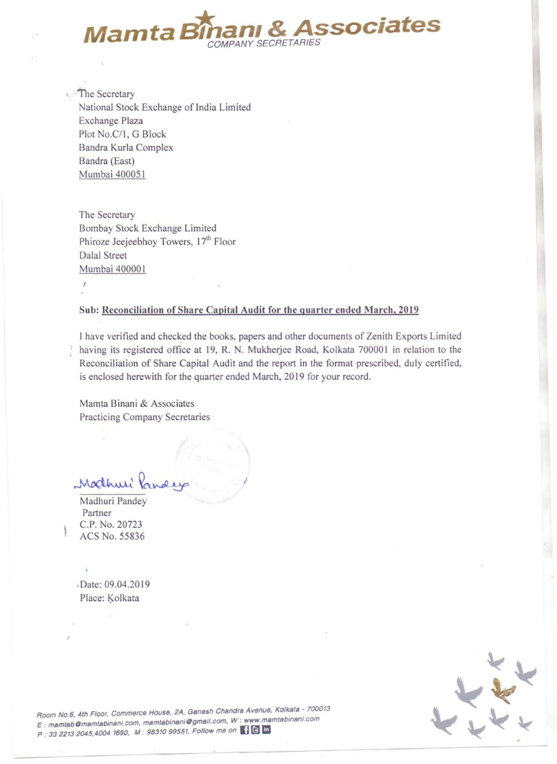# Mamta Binani & Associates

COMPANY SECRETARIES

The Secretary
National Stock Exchange of India Limited
Exchange Plaza
Plot No.C/1, G Block
Bandra Kurla Complex
Bandra (East)
Mumbai 400051

The Secretary
Bombay Stock Exchange Limited
Phiroze Jeejeebhoy Towers, 17th Floor
Dalal Street
Mumbai 400001

**Sub: Reconciliation of Share Capital Audit for the quarter ended March, 2019**

I have verified and checked the books, papers and other documents of Zenith Exports Limited having its registered office at 19, R. N. Mukherjee Road, Kolkata 700001 in relation to the Reconciliation of Share Capital Audit and the report in the format prescribed, duly certified, is enclosed herewith for the quarter ended March, 2019 for your record.

Mamta Binani & Associates
Practicing Company Secretaries

Madhuri Pandey
Partner
C.P. No. 20723
ACS No. 55836

Date: 09.04.2019
Place: Kolkata

Room No.6, 4th Floor, Commerce House, 2A, Ganesh Chandra Avenue, Kolkata - 700013
E : mamtab@mamtabinani.com, mamtabinani@gmail.com, W : www.mamtabinani.com
P : 33 2213 2045,4004 1650, M : 98310 99551, Follow me on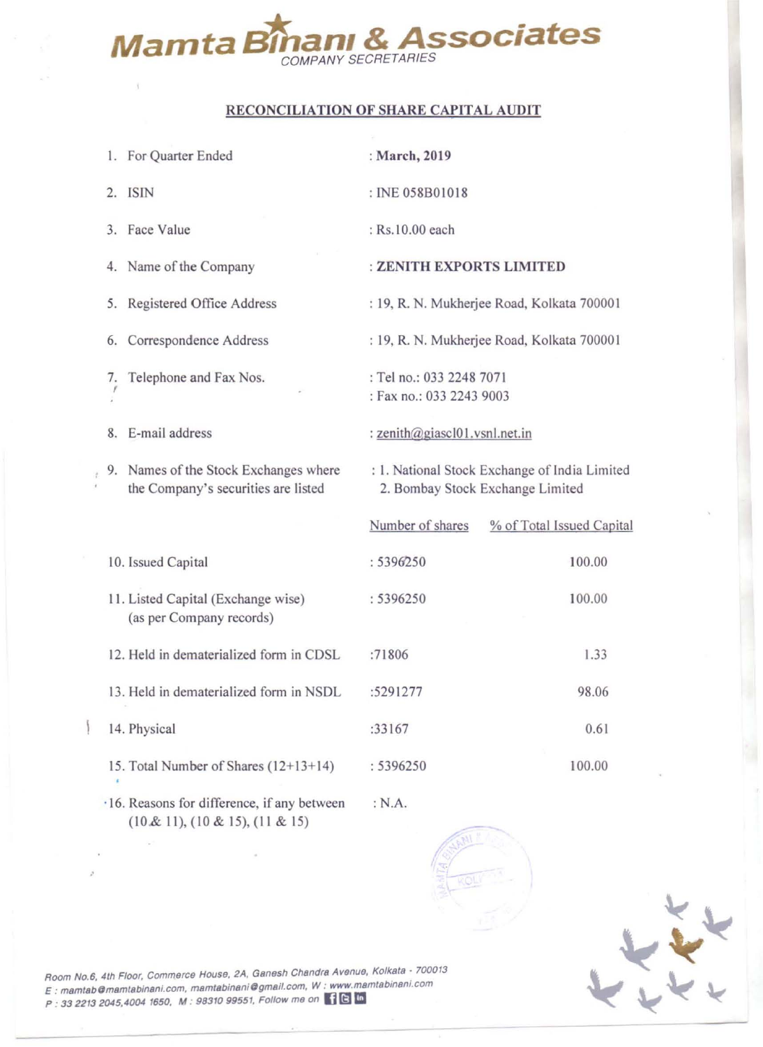# Mamta Binani & Associates

COMPANY SECRETARIES

## RECONCILIATION OF SHARE CAPITAL AUDIT

1. For Quarter Ended : **March, 2019**
2. ISIN : INE 058B01018
3. Face Value : Rs.10.00 each
4. Name of the Company : **ZENITH EXPORTS LIMITED**
5. Registered Office Address : 19, R. N. Mukherjee Road, Kolkata 700001
6. Correspondence Address : 19, R. N. Mukherjee Road, Kolkata 700001
7. Telephone and Fax Nos. : Tel no.: 033 2248 7071
   : Fax no.: 033 2243 9003
8. E-mail address : zenith@giascl01.vsnl.net.in
9. Names of the Stock Exchanges where the Company's securities are listed : 1. National Stock Exchange of India Limited
   2. Bombay Stock Exchange Limited

| | Number of shares | % of Total Issued Capital |
|---|---|---|
| 10. Issued Capital | : 5396250 | 100.00 |
| 11. Listed Capital (Exchange wise) (as per Company records) | : 5396250 | 100.00 |
| 12. Held in dematerialized form in CDSL | :71806 | 1.33 |
| 13. Held in dematerialized form in NSDL | :5291277 | 98.06 |
| 14. Physical | :33167 | 0.61 |
| 15. Total Number of Shares (12+13+14) | : 5396250 | 100.00 |

16. Reasons for difference, if any between (10 & 11), (10 & 15), (11 & 15) : N.A.

Room No.6, 4th Floor, Commerce House, 2A, Ganesh Chandra Avenue, Kolkata - 700013
E : mamtab@mamtabinani.com, mamtabinani@gmail.com, W : www.mamtabinani.com
P : 33 2213 2045,4004 1650, M : 98310 99551, Follow me on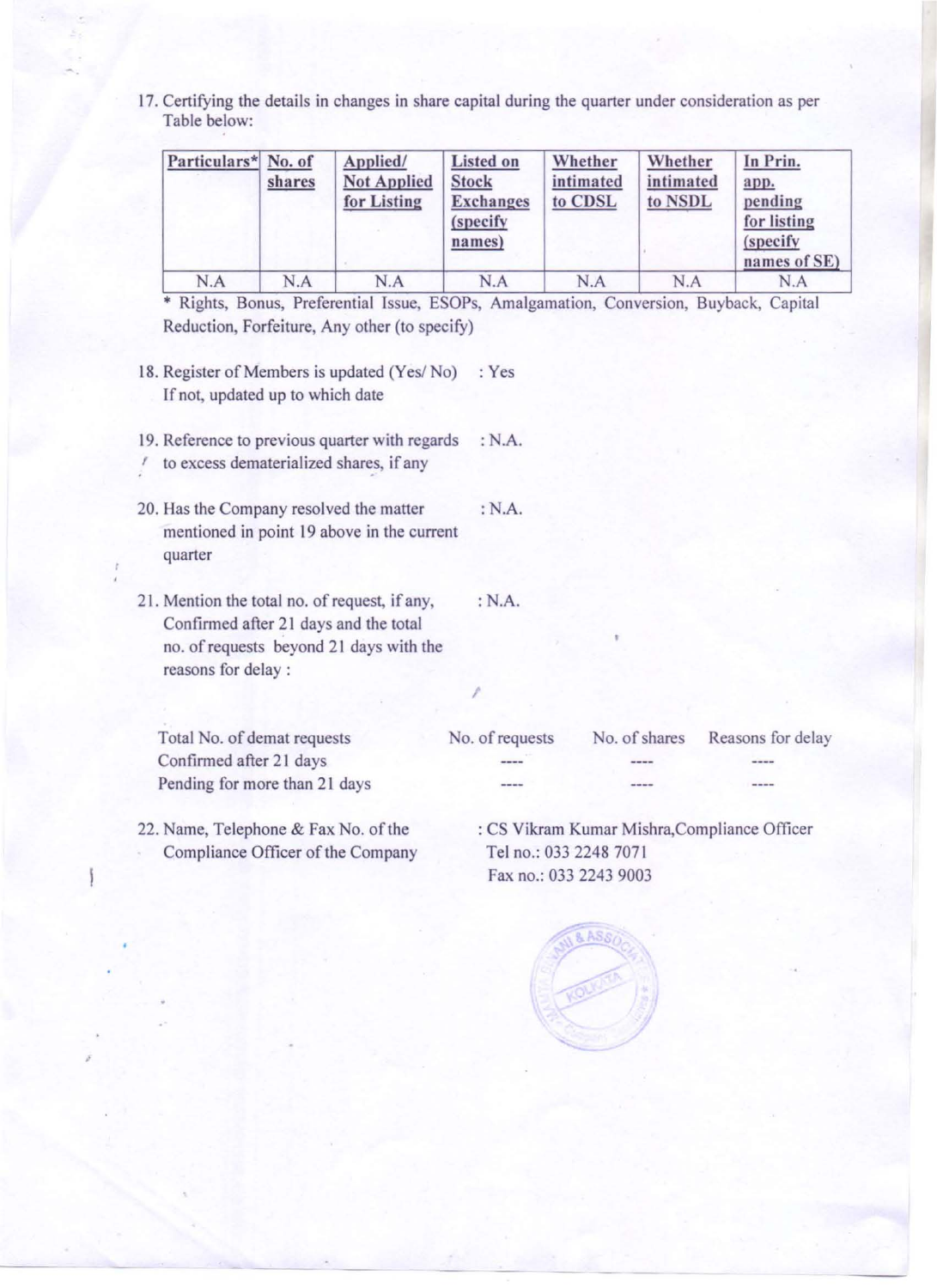17. Certifying the details in changes in share capital during the quarter under consideration as per Table below:

| Particulars* | No. of shares | Applied/ Not Applied for Listing | Listed on Stock Exchanges (specify names) | Whether intimated to CDSL | Whether intimated to NSDL | In Prin. app. pending for listing (specify names of SE) |
|---|---|---|---|---|---|---|
| N.A | N.A | N.A | N.A | N.A | N.A | N.A |

* Rights, Bonus, Preferential Issue, ESOPs, Amalgamation, Conversion, Buyback, Capital Reduction, Forfeiture, Any other (to specify)

18. Register of Members is updated (Yes/ No) : Yes
    If not, updated up to which date

19. Reference to previous quarter with regards to excess dematerialized shares, if any : N.A.

20. Has the Company resolved the matter mentioned in point 19 above in the current quarter : N.A.

21. Mention the total no. of request, if any, Confirmed after 21 days and the total no. of requests beyond 21 days with the reasons for delay : : N.A.

| Total No. of demat requests | No. of requests | No. of shares | Reasons for delay |
|---|---|---|---|
| Confirmed after 21 days | ---- | ---- | ---- |
| Pending for more than 21 days | ---- | ---- | ---- |

22. Name, Telephone & Fax No. of the Compliance Officer of the Company : CS Vikram Kumar Mishra,Compliance Officer
    Tel no.: 033 2248 7071
    Fax no.: 033 2243 9003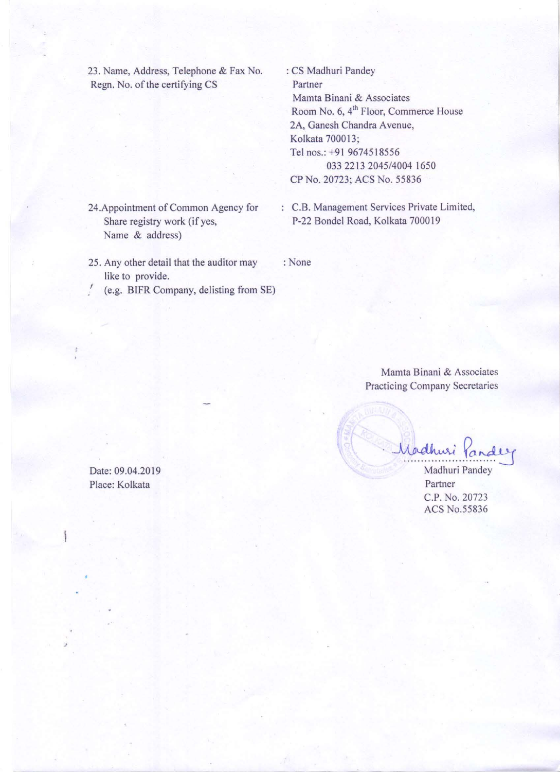| | | |
|---|---|---|
| 23. Name, Address, Telephone & Fax No. Regn. No. of the certifying CS | : | CS Madhuri Pandey<br>Partner<br>Mamta Binani & Associates<br>Room No. 6, 4th Floor, Commerce House<br>2A, Ganesh Chandra Avenue,<br>Kolkata 700013;<br>Tel nos.: +91 9674518556<br>033 2213 2045/4004 1650<br>CP No. 20723; ACS No. 55836 |
| 24. Appointment of Common Agency for Share registry work (if yes, Name & address) | : | C.B. Management Services Private Limited,<br>P-22 Bondel Road, Kolkata 700019 |
| 25. Any other detail that the auditor may like to provide.<br>(e.g. BIFR Company, delisting from SE) | : | None |

Mamta Binani & Associates
Practicing Company Secretaries

Madhuri Pandey
Partner
C.P. No. 20723
ACS No.55836

Date: 09.04.2019
Place: Kolkata